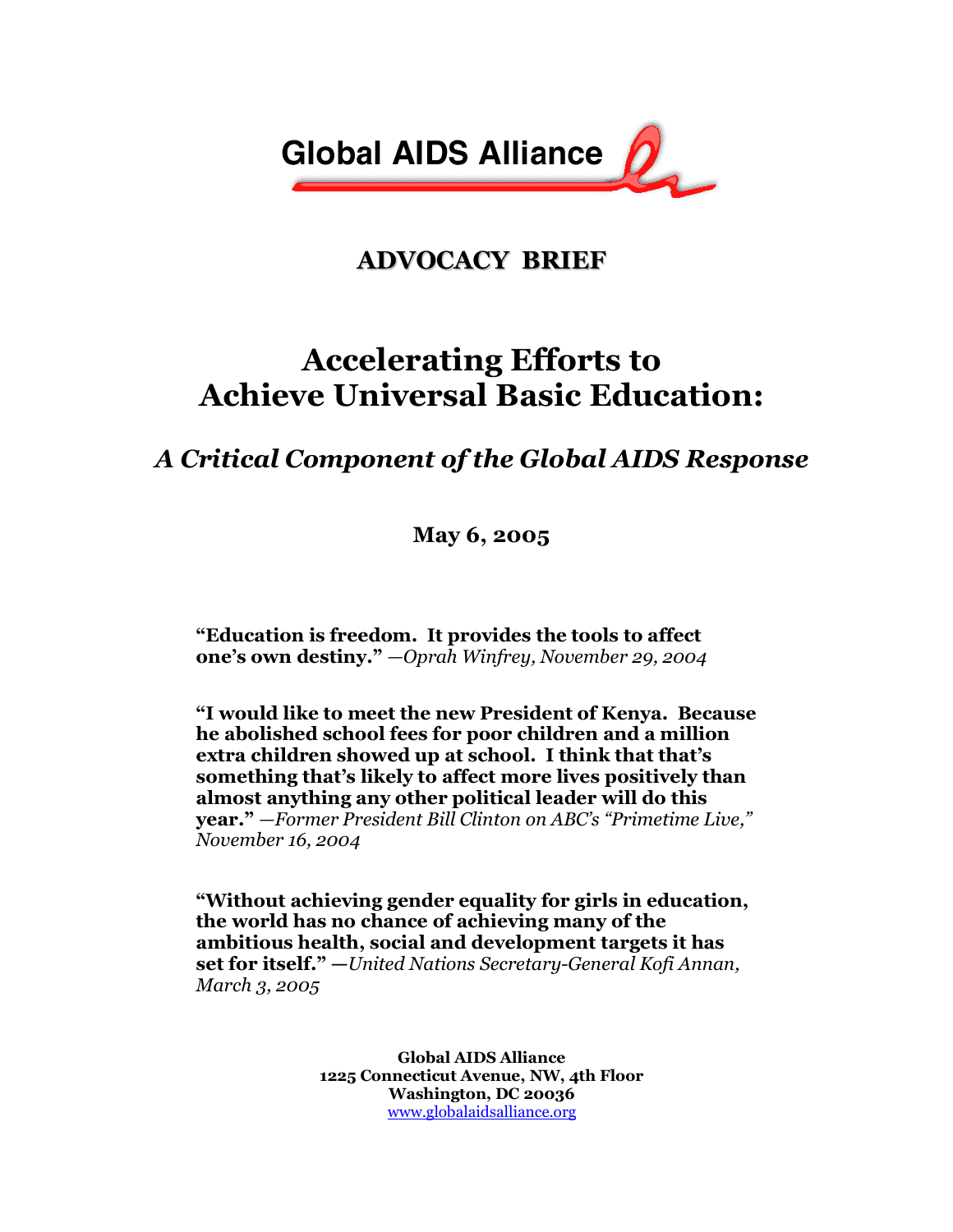Global AIDS Alliance

## ADVOCACY BRIEF

# Accelerating Efforts to Achieve Universal Basic Education:

## *A Critical Component of the Global AIDS Response*

**May 6, 2005**

**"Education is freedom. It provides the tools to affect one's own destiny."** *—Oprah Winfrey, November 29, 2004*

**"I would like to meet the new President of Kenya. Because he abolished school fees for poor children and a million extra children showed up at school. I think that that's something that's likely to affect more lives positively than almost anything any other political leader will do this year."** *—Former President Bill Clinton on ABC's "Primetime Live," November 16, 2004*

**"Without achieving gender equality for girls in education, the world has no chance of achieving many of the ambitious health, social and development targets it has set for itself."** *—United Nations Secretary-General Kofi Annan, March 3, 2005*

**Global AIDS Alliance**
**1225 Connecticut Avenue, NW, 4th Floor**
**Washington, DC 20036**
www.globalaidsalliance.org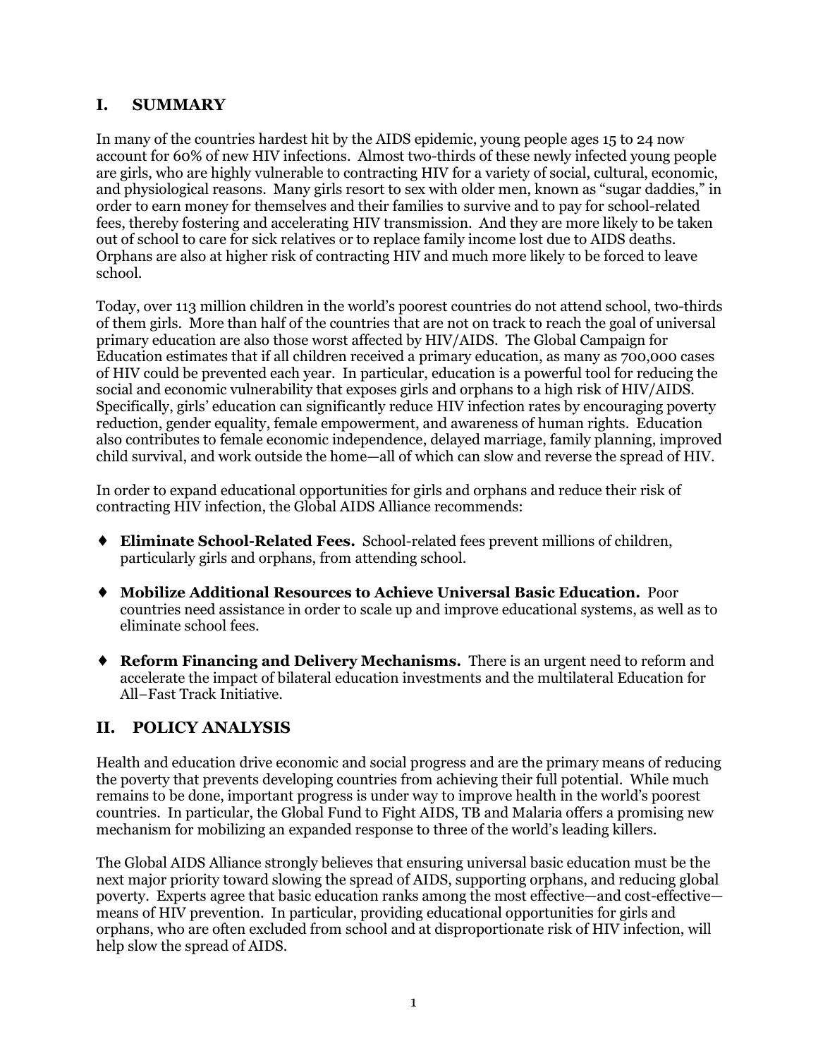## I. SUMMARY

In many of the countries hardest hit by the AIDS epidemic, young people ages 15 to 24 now account for 60% of new HIV infections. Almost two-thirds of these newly infected young people are girls, who are highly vulnerable to contracting HIV for a variety of social, cultural, economic, and physiological reasons. Many girls resort to sex with older men, known as "sugar daddies," in order to earn money for themselves and their families to survive and to pay for school-related fees, thereby fostering and accelerating HIV transmission. And they are more likely to be taken out of school to care for sick relatives or to replace family income lost due to AIDS deaths. Orphans are also at higher risk of contracting HIV and much more likely to be forced to leave school.

Today, over 113 million children in the world's poorest countries do not attend school, two-thirds of them girls. More than half of the countries that are not on track to reach the goal of universal primary education are also those worst affected by HIV/AIDS. The Global Campaign for Education estimates that if all children received a primary education, as many as 700,000 cases of HIV could be prevented each year. In particular, education is a powerful tool for reducing the social and economic vulnerability that exposes girls and orphans to a high risk of HIV/AIDS. Specifically, girls' education can significantly reduce HIV infection rates by encouraging poverty reduction, gender equality, female empowerment, and awareness of human rights. Education also contributes to female economic independence, delayed marriage, family planning, improved child survival, and work outside the home—all of which can slow and reverse the spread of HIV.

In order to expand educational opportunities for girls and orphans and reduce their risk of contracting HIV infection, the Global AIDS Alliance recommends:

- **Eliminate School-Related Fees.** School-related fees prevent millions of children, particularly girls and orphans, from attending school.
- **Mobilize Additional Resources to Achieve Universal Basic Education.** Poor countries need assistance in order to scale up and improve educational systems, as well as to eliminate school fees.
- **Reform Financing and Delivery Mechanisms.** There is an urgent need to reform and accelerate the impact of bilateral education investments and the multilateral Education for All–Fast Track Initiative.

## II. POLICY ANALYSIS

Health and education drive economic and social progress and are the primary means of reducing the poverty that prevents developing countries from achieving their full potential. While much remains to be done, important progress is under way to improve health in the world's poorest countries. In particular, the Global Fund to Fight AIDS, TB and Malaria offers a promising new mechanism for mobilizing an expanded response to three of the world's leading killers.

The Global AIDS Alliance strongly believes that ensuring universal basic education must be the next major priority toward slowing the spread of AIDS, supporting orphans, and reducing global poverty. Experts agree that basic education ranks among the most effective—and cost-effective—means of HIV prevention. In particular, providing educational opportunities for girls and orphans, who are often excluded from school and at disproportionate risk of HIV infection, will help slow the spread of AIDS.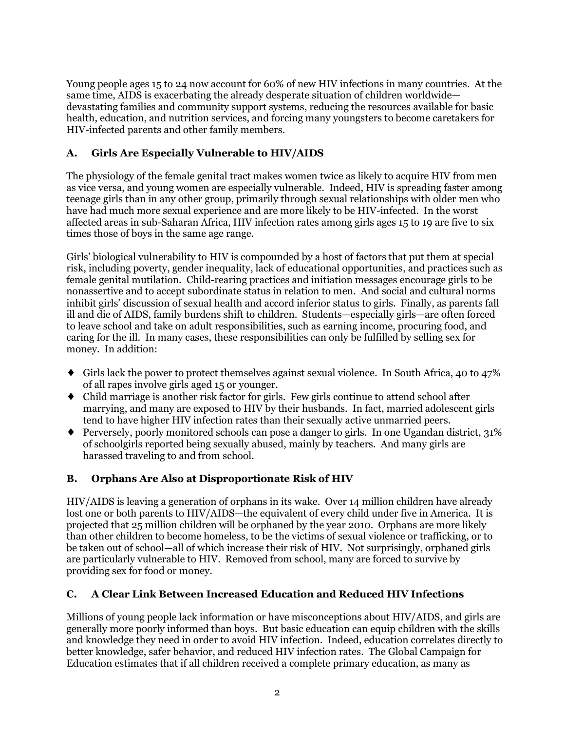Young people ages 15 to 24 now account for 60% of new HIV infections in many countries. At the same time, AIDS is exacerbating the already desperate situation of children worldwide—devastating families and community support systems, reducing the resources available for basic health, education, and nutrition services, and forcing many youngsters to become caretakers for HIV-infected parents and other family members.

### A. Girls Are Especially Vulnerable to HIV/AIDS

The physiology of the female genital tract makes women twice as likely to acquire HIV from men as vice versa, and young women are especially vulnerable. Indeed, HIV is spreading faster among teenage girls than in any other group, primarily through sexual relationships with older men who have had much more sexual experience and are more likely to be HIV-infected. In the worst affected areas in sub-Saharan Africa, HIV infection rates among girls ages 15 to 19 are five to six times those of boys in the same age range.

Girls' biological vulnerability to HIV is compounded by a host of factors that put them at special risk, including poverty, gender inequality, lack of educational opportunities, and practices such as female genital mutilation. Child-rearing practices and initiation messages encourage girls to be nonassertive and to accept subordinate status in relation to men. And social and cultural norms inhibit girls' discussion of sexual health and accord inferior status to girls. Finally, as parents fall ill and die of AIDS, family burdens shift to children. Students—especially girls—are often forced to leave school and take on adult responsibilities, such as earning income, procuring food, and caring for the ill. In many cases, these responsibilities can only be fulfilled by selling sex for money. In addition:

- Girls lack the power to protect themselves against sexual violence. In South Africa, 40 to 47% of all rapes involve girls aged 15 or younger.
- Child marriage is another risk factor for girls. Few girls continue to attend school after marrying, and many are exposed to HIV by their husbands. In fact, married adolescent girls tend to have higher HIV infection rates than their sexually active unmarried peers.
- Perversely, poorly monitored schools can pose a danger to girls. In one Ugandan district, 31% of schoolgirls reported being sexually abused, mainly by teachers. And many girls are harassed traveling to and from school.

### B. Orphans Are Also at Disproportionate Risk of HIV

HIV/AIDS is leaving a generation of orphans in its wake. Over 14 million children have already lost one or both parents to HIV/AIDS—the equivalent of every child under five in America. It is projected that 25 million children will be orphaned by the year 2010. Orphans are more likely than other children to become homeless, to be the victims of sexual violence or trafficking, or to be taken out of school—all of which increase their risk of HIV. Not surprisingly, orphaned girls are particularly vulnerable to HIV. Removed from school, many are forced to survive by providing sex for food or money.

### C. A Clear Link Between Increased Education and Reduced HIV Infections

Millions of young people lack information or have misconceptions about HIV/AIDS, and girls are generally more poorly informed than boys. But basic education can equip children with the skills and knowledge they need in order to avoid HIV infection. Indeed, education correlates directly to better knowledge, safer behavior, and reduced HIV infection rates. The Global Campaign for Education estimates that if all children received a complete primary education, as many as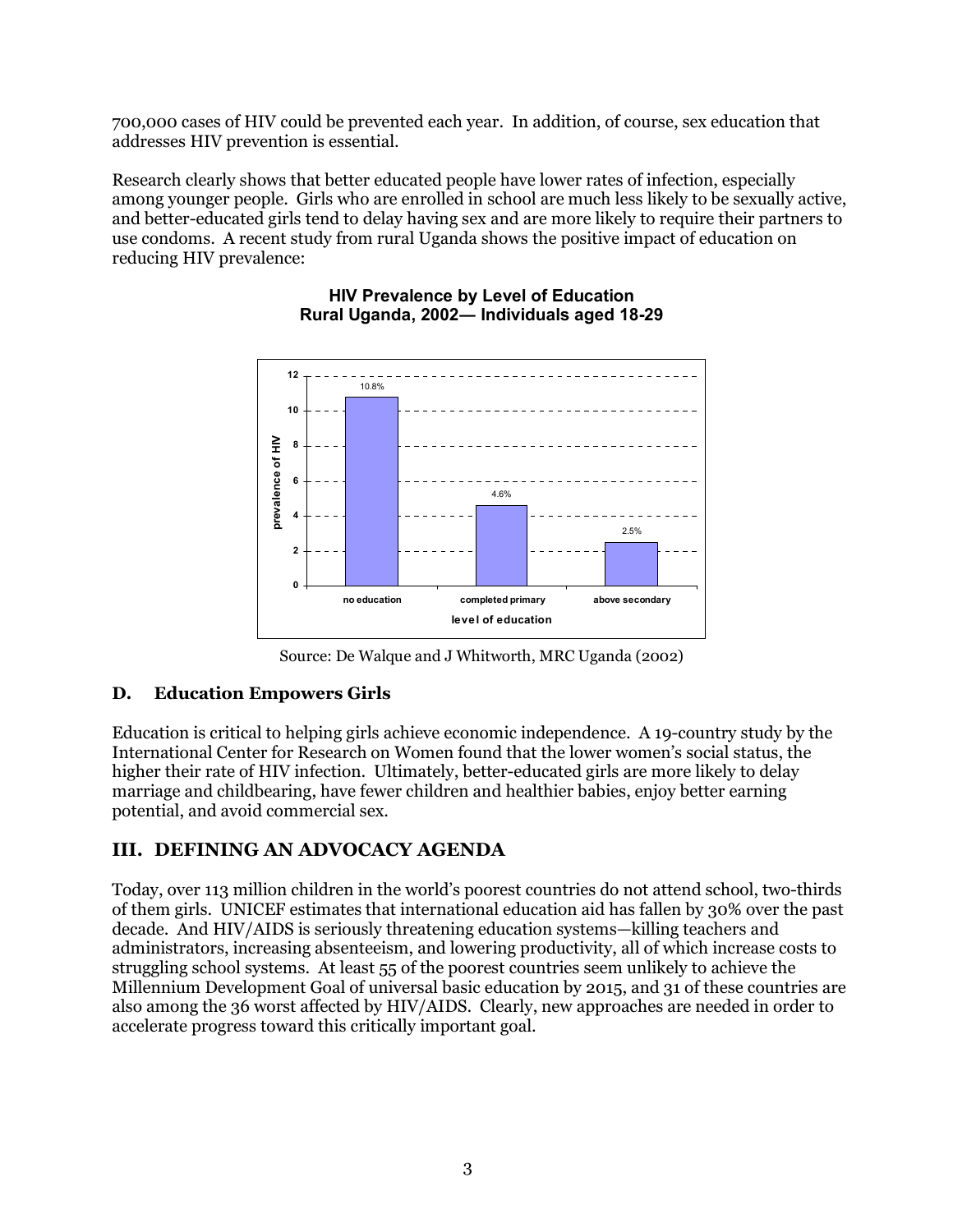700,000 cases of HIV could be prevented each year. In addition, of course, sex education that addresses HIV prevention is essential.

Research clearly shows that better educated people have lower rates of infection, especially among younger people. Girls who are enrolled in school are much less likely to be sexually active, and better-educated girls tend to delay having sex and are more likely to require their partners to use condoms. A recent study from rural Uganda shows the positive impact of education on reducing HIV prevalence:

**HIV Prevalence by Level of Education**
**Rural Uganda, 2002— Individuals aged 18-29**

| level of education | prevalence of HIV |
|---|---|
| no education | 10.8% |
| completed primary | 4.6% |
| above secondary | 2.5% |

Source: De Walque and J Whitworth, MRC Uganda (2002)

### D. Education Empowers Girls

Education is critical to helping girls achieve economic independence. A 19-country study by the International Center for Research on Women found that the lower women's social status, the higher their rate of HIV infection. Ultimately, better-educated girls are more likely to delay marriage and childbearing, have fewer children and healthier babies, enjoy better earning potential, and avoid commercial sex.

## III. DEFINING AN ADVOCACY AGENDA

Today, over 113 million children in the world's poorest countries do not attend school, two-thirds of them girls. UNICEF estimates that international education aid has fallen by 30% over the past decade. And HIV/AIDS is seriously threatening education systems—killing teachers and administrators, increasing absenteeism, and lowering productivity, all of which increase costs to struggling school systems. At least 55 of the poorest countries seem unlikely to achieve the Millennium Development Goal of universal basic education by 2015, and 31 of these countries are also among the 36 worst affected by HIV/AIDS. Clearly, new approaches are needed in order to accelerate progress toward this critically important goal.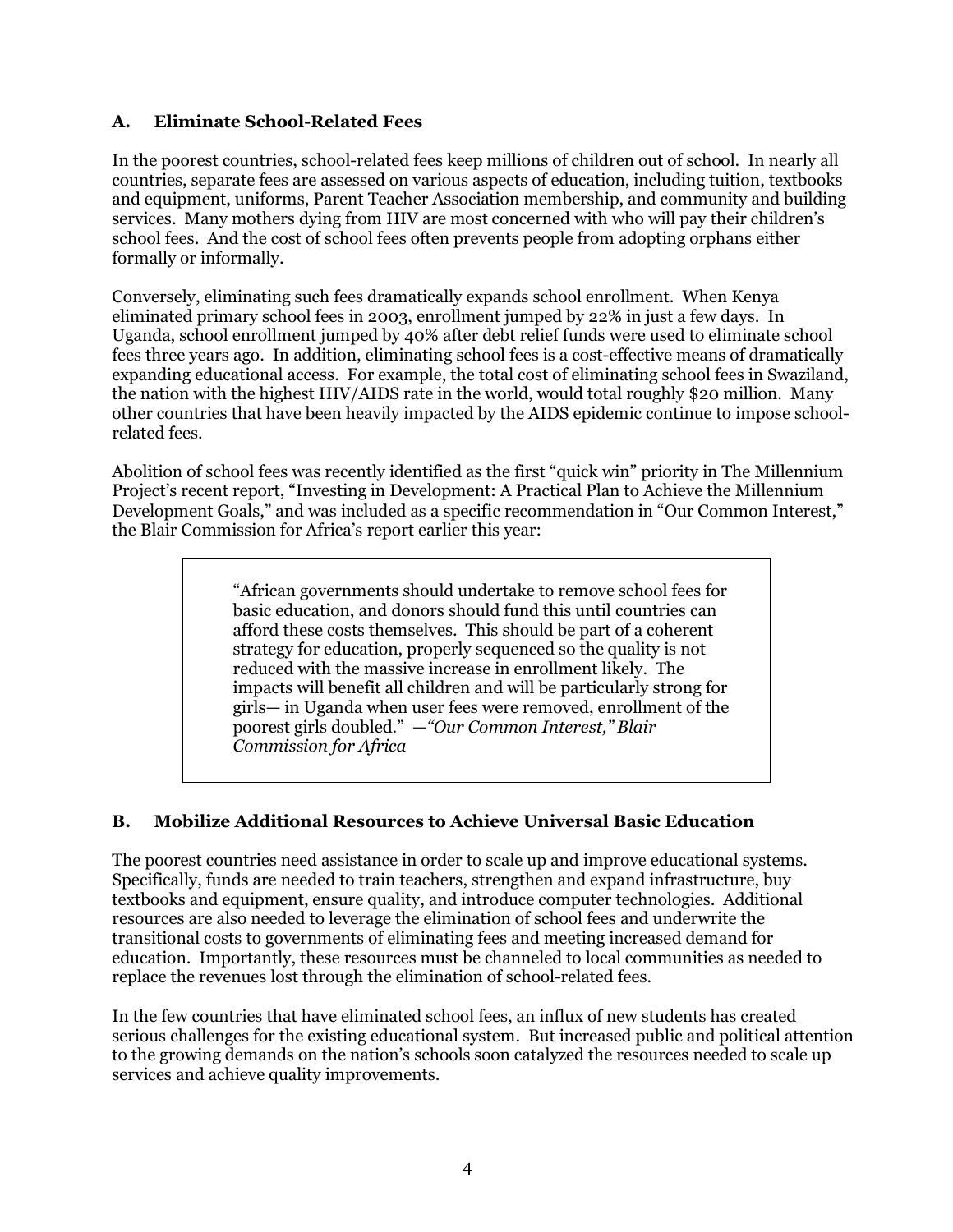### A. Eliminate School-Related Fees

In the poorest countries, school-related fees keep millions of children out of school. In nearly all countries, separate fees are assessed on various aspects of education, including tuition, textbooks and equipment, uniforms, Parent Teacher Association membership, and community and building services. Many mothers dying from HIV are most concerned with who will pay their children's school fees. And the cost of school fees often prevents people from adopting orphans either formally or informally.

Conversely, eliminating such fees dramatically expands school enrollment. When Kenya eliminated primary school fees in 2003, enrollment jumped by 22% in just a few days. In Uganda, school enrollment jumped by 40% after debt relief funds were used to eliminate school fees three years ago. In addition, eliminating school fees is a cost-effective means of dramatically expanding educational access. For example, the total cost of eliminating school fees in Swaziland, the nation with the highest HIV/AIDS rate in the world, would total roughly $20 million. Many other countries that have been heavily impacted by the AIDS epidemic continue to impose school-related fees.

Abolition of school fees was recently identified as the first "quick win" priority in The Millennium Project's recent report, "Investing in Development: A Practical Plan to Achieve the Millennium Development Goals," and was included as a specific recommendation in "Our Common Interest," the Blair Commission for Africa's report earlier this year:

> "African governments should undertake to remove school fees for basic education, and donors should fund this until countries can afford these costs themselves. This should be part of a coherent strategy for education, properly sequenced so the quality is not reduced with the massive increase in enrollment likely. The impacts will benefit all children and will be particularly strong for girls— in Uganda when user fees were removed, enrollment of the poorest girls doubled." —*"Our Common Interest," Blair Commission for Africa*

### B. Mobilize Additional Resources to Achieve Universal Basic Education

The poorest countries need assistance in order to scale up and improve educational systems. Specifically, funds are needed to train teachers, strengthen and expand infrastructure, buy textbooks and equipment, ensure quality, and introduce computer technologies. Additional resources are also needed to leverage the elimination of school fees and underwrite the transitional costs to governments of eliminating fees and meeting increased demand for education. Importantly, these resources must be channeled to local communities as needed to replace the revenues lost through the elimination of school-related fees.

In the few countries that have eliminated school fees, an influx of new students has created serious challenges for the existing educational system. But increased public and political attention to the growing demands on the nation's schools soon catalyzed the resources needed to scale up services and achieve quality improvements.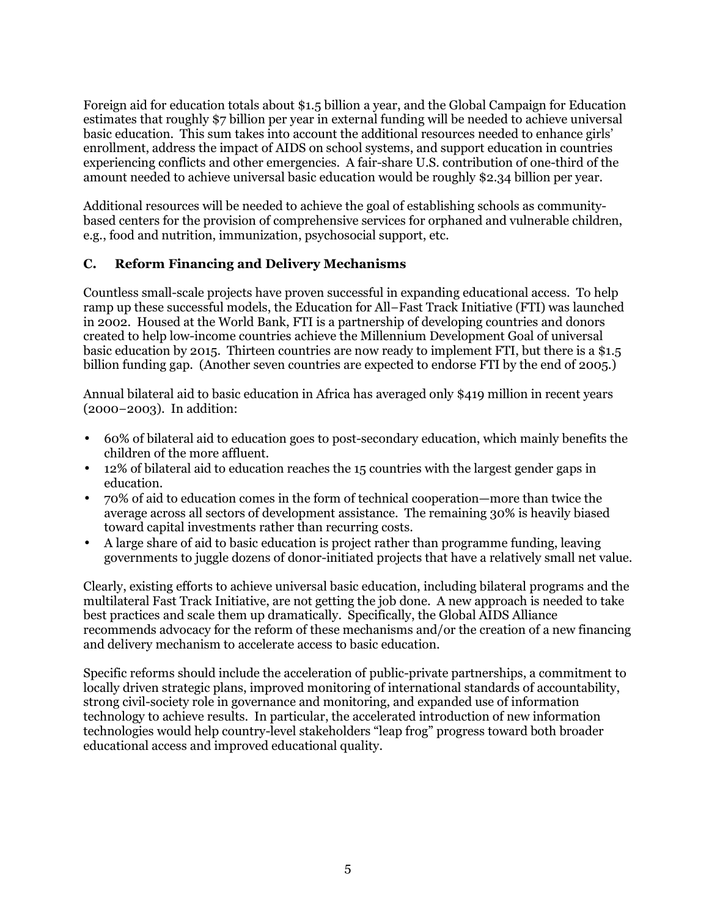Foreign aid for education totals about $1.5 billion a year, and the Global Campaign for Education estimates that roughly $7 billion per year in external funding will be needed to achieve universal basic education. This sum takes into account the additional resources needed to enhance girls' enrollment, address the impact of AIDS on school systems, and support education in countries experiencing conflicts and other emergencies. A fair-share U.S. contribution of one-third of the amount needed to achieve universal basic education would be roughly $2.34 billion per year.

Additional resources will be needed to achieve the goal of establishing schools as community-based centers for the provision of comprehensive services for orphaned and vulnerable children, e.g., food and nutrition, immunization, psychosocial support, etc.

### C. Reform Financing and Delivery Mechanisms

Countless small-scale projects have proven successful in expanding educational access. To help ramp up these successful models, the Education for All–Fast Track Initiative (FTI) was launched in 2002. Housed at the World Bank, FTI is a partnership of developing countries and donors created to help low-income countries achieve the Millennium Development Goal of universal basic education by 2015. Thirteen countries are now ready to implement FTI, but there is a $1.5 billion funding gap. (Another seven countries are expected to endorse FTI by the end of 2005.)

Annual bilateral aid to basic education in Africa has averaged only $419 million in recent years (2000–2003). In addition:

- 60% of bilateral aid to education goes to post-secondary education, which mainly benefits the children of the more affluent.
- 12% of bilateral aid to education reaches the 15 countries with the largest gender gaps in education.
- 70% of aid to education comes in the form of technical cooperation—more than twice the average across all sectors of development assistance. The remaining 30% is heavily biased toward capital investments rather than recurring costs.
- A large share of aid to basic education is project rather than programme funding, leaving governments to juggle dozens of donor-initiated projects that have a relatively small net value.

Clearly, existing efforts to achieve universal basic education, including bilateral programs and the multilateral Fast Track Initiative, are not getting the job done. A new approach is needed to take best practices and scale them up dramatically. Specifically, the Global AIDS Alliance recommends advocacy for the reform of these mechanisms and/or the creation of a new financing and delivery mechanism to accelerate access to basic education.

Specific reforms should include the acceleration of public-private partnerships, a commitment to locally driven strategic plans, improved monitoring of international standards of accountability, strong civil-society role in governance and monitoring, and expanded use of information technology to achieve results. In particular, the accelerated introduction of new information technologies would help country-level stakeholders "leap frog" progress toward both broader educational access and improved educational quality.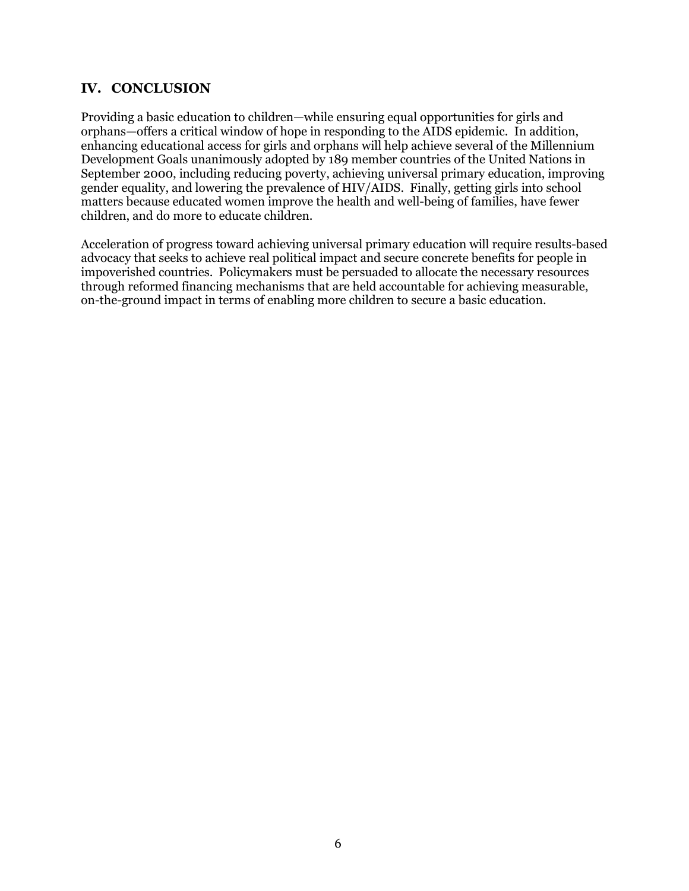## IV. CONCLUSION

Providing a basic education to children—while ensuring equal opportunities for girls and orphans—offers a critical window of hope in responding to the AIDS epidemic. In addition, enhancing educational access for girls and orphans will help achieve several of the Millennium Development Goals unanimously adopted by 189 member countries of the United Nations in September 2000, including reducing poverty, achieving universal primary education, improving gender equality, and lowering the prevalence of HIV/AIDS. Finally, getting girls into school matters because educated women improve the health and well-being of families, have fewer children, and do more to educate children.

Acceleration of progress toward achieving universal primary education will require results-based advocacy that seeks to achieve real political impact and secure concrete benefits for people in impoverished countries. Policymakers must be persuaded to allocate the necessary resources through reformed financing mechanisms that are held accountable for achieving measurable, on-the-ground impact in terms of enabling more children to secure a basic education.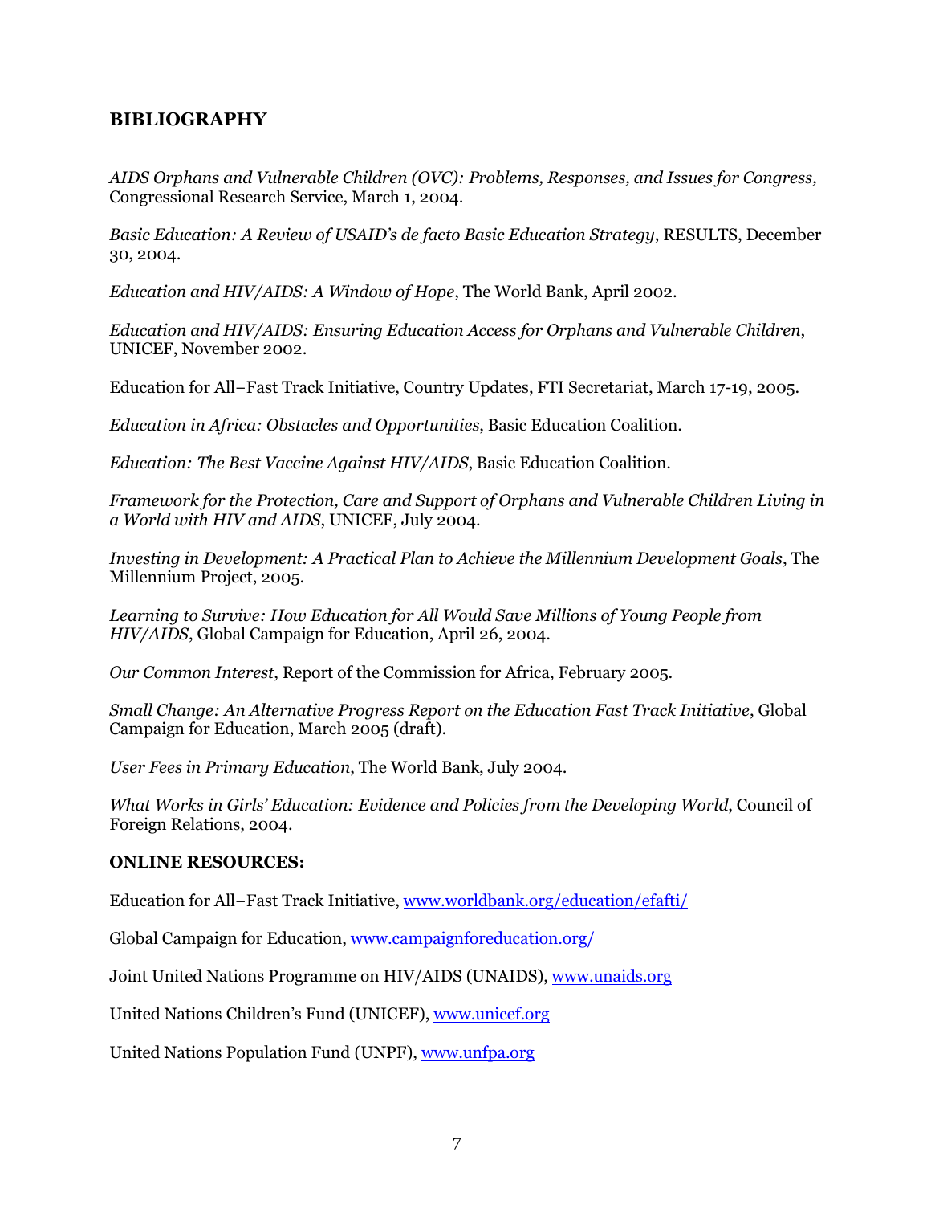## BIBLIOGRAPHY

*AIDS Orphans and Vulnerable Children (OVC): Problems, Responses, and Issues for Congress,* Congressional Research Service, March 1, 2004.

*Basic Education: A Review of USAID's de facto Basic Education Strategy*, RESULTS, December 30, 2004.

*Education and HIV/AIDS: A Window of Hope*, The World Bank, April 2002.

*Education and HIV/AIDS: Ensuring Education Access for Orphans and Vulnerable Children*, UNICEF, November 2002.

Education for All–Fast Track Initiative, Country Updates, FTI Secretariat, March 17-19, 2005.

*Education in Africa: Obstacles and Opportunities*, Basic Education Coalition.

*Education: The Best Vaccine Against HIV/AIDS*, Basic Education Coalition.

*Framework for the Protection, Care and Support of Orphans and Vulnerable Children Living in a World with HIV and AIDS*, UNICEF, July 2004.

*Investing in Development: A Practical Plan to Achieve the Millennium Development Goals*, The Millennium Project, 2005.

*Learning to Survive: How Education for All Would Save Millions of Young People from HIV/AIDS*, Global Campaign for Education, April 26, 2004.

*Our Common Interest*, Report of the Commission for Africa, February 2005.

*Small Change: An Alternative Progress Report on the Education Fast Track Initiative*, Global Campaign for Education, March 2005 (draft).

*User Fees in Primary Education*, The World Bank, July 2004.

*What Works in Girls' Education: Evidence and Policies from the Developing World*, Council of Foreign Relations, 2004.

### ONLINE RESOURCES:

Education for All–Fast Track Initiative, www.worldbank.org/education/efafti/

Global Campaign for Education, www.campaignforeducation.org/

Joint United Nations Programme on HIV/AIDS (UNAIDS), www.unaids.org

United Nations Children's Fund (UNICEF), www.unicef.org

United Nations Population Fund (UNPF), www.unfpa.org